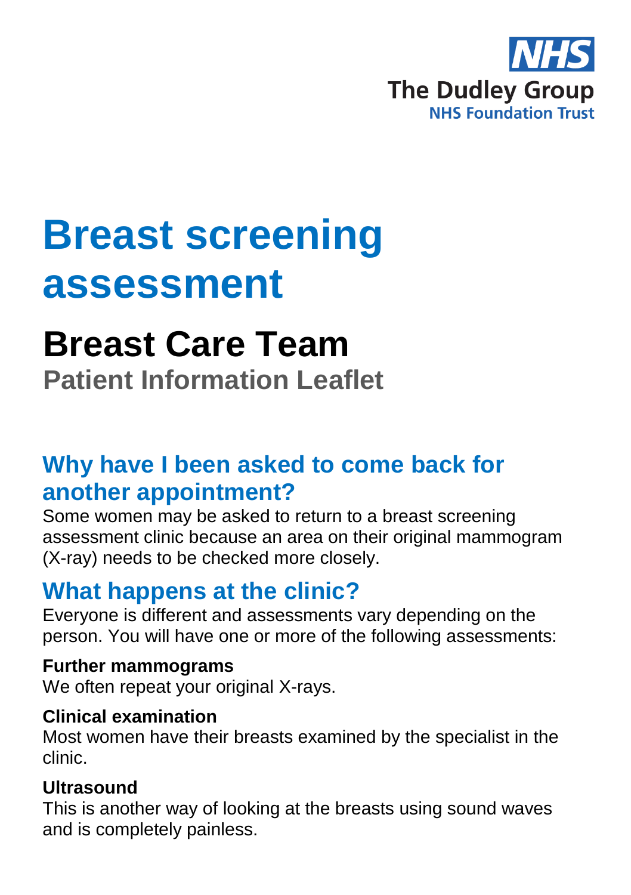NHS
The Dudley Group
NHS Foundation Trust

# Breast screening assessment

## Breast Care Team

**Patient Information Leaflet**

## Why have I been asked to come back for another appointment?

Some women may be asked to return to a breast screening assessment clinic because an area on their original mammogram (X-ray) needs to be checked more closely.

## What happens at the clinic?

Everyone is different and assessments vary depending on the person. You will have one or more of the following assessments:

**Further mammograms**
We often repeat your original X-rays.

**Clinical examination**
Most women have their breasts examined by the specialist in the clinic.

**Ultrasound**
This is another way of looking at the breasts using sound waves and is completely painless.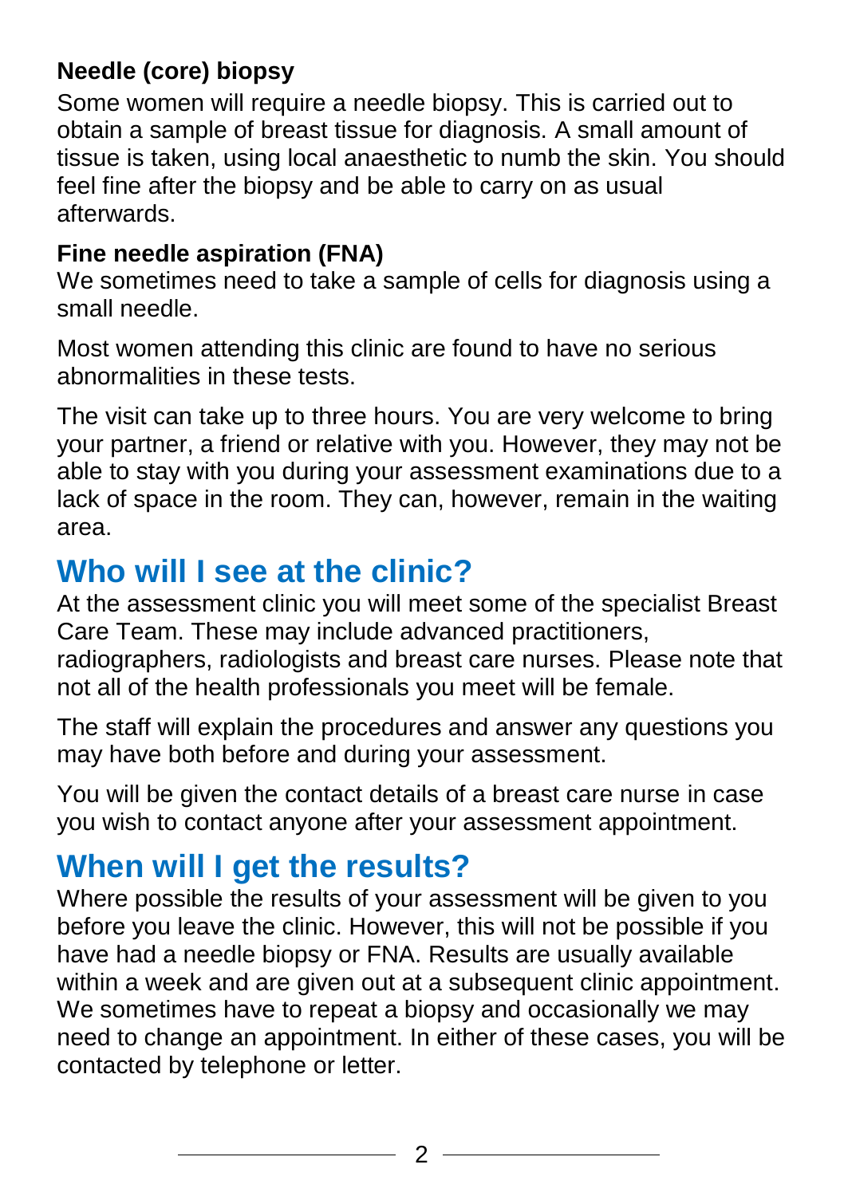### Needle (core) biopsy

Some women will require a needle biopsy. This is carried out to obtain a sample of breast tissue for diagnosis. A small amount of tissue is taken, using local anaesthetic to numb the skin. You should feel fine after the biopsy and be able to carry on as usual afterwards.

### Fine needle aspiration (FNA)

We sometimes need to take a sample of cells for diagnosis using a small needle.

Most women attending this clinic are found to have no serious abnormalities in these tests.

The visit can take up to three hours. You are very welcome to bring your partner, a friend or relative with you. However, they may not be able to stay with you during your assessment examinations due to a lack of space in the room. They can, however, remain in the waiting area.

## Who will I see at the clinic?

At the assessment clinic you will meet some of the specialist Breast Care Team. These may include advanced practitioners, radiographers, radiologists and breast care nurses. Please note that not all of the health professionals you meet will be female.

The staff will explain the procedures and answer any questions you may have both before and during your assessment.

You will be given the contact details of a breast care nurse in case you wish to contact anyone after your assessment appointment.

## When will I get the results?

Where possible the results of your assessment will be given to you before you leave the clinic. However, this will not be possible if you have had a needle biopsy or FNA. Results are usually available within a week and are given out at a subsequent clinic appointment. We sometimes have to repeat a biopsy and occasionally we may need to change an appointment. In either of these cases, you will be contacted by telephone or letter.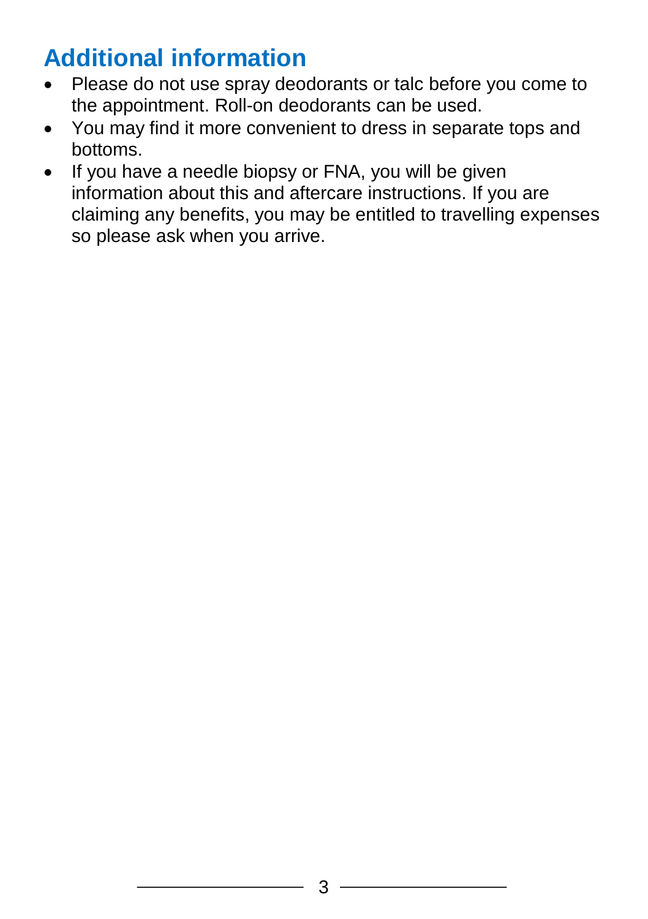## Additional information

- Please do not use spray deodorants or talc before you come to the appointment. Roll-on deodorants can be used.
- You may find it more convenient to dress in separate tops and bottoms.
- If you have a needle biopsy or FNA, you will be given information about this and aftercare instructions. If you are claiming any benefits, you may be entitled to travelling expenses so please ask when you arrive.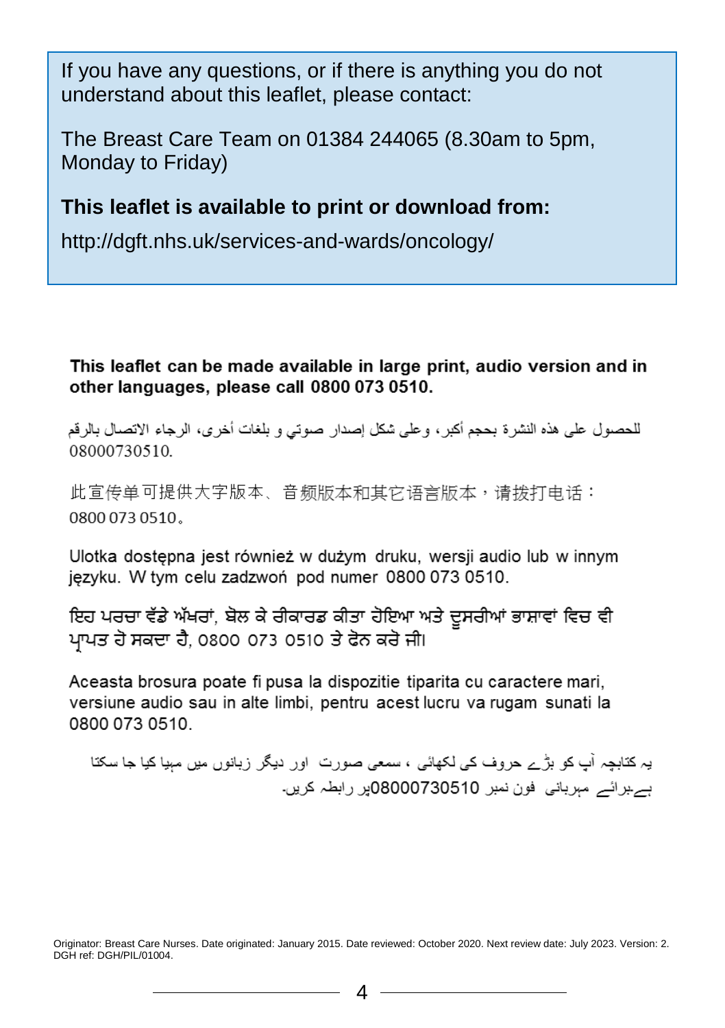If you have any questions, or if there is anything you do not understand about this leaflet, please contact:

The Breast Care Team on 01384 244065 (8.30am to 5pm, Monday to Friday)

**This leaflet is available to print or download from:**

http://dgft.nhs.uk/services-and-wards/oncology/

**This leaflet can be made available in large print, audio version and in other languages, please call 0800 073 0510.**

للحصول على هذه النشرة بحجم أكبر، وعلى شكل إصدار صوتي و بلغات أخرى، الرجاء الاتصال بالرقم 08000730510.

此宣传单可提供大字版本、音频版本和其它语言版本，请拨打电话：0800 073 0510。

Ulotka dostępna jest również w dużym druku, wersji audio lub w innym języku. W tym celu zadzwoń pod numer 0800 073 0510.

ਇਹ ਪਰਚਾ ਵੱਡੇ ਅੱਖਰਾਂ, ਬੋਲ ਕੇ ਰੀਕਾਰਡ ਕੀਤਾ ਹੋਇਆ ਅਤੇ ਦੂਸਰੀਆਂ ਭਾਸ਼ਾਵਾਂ ਵਿਚ ਵੀ ਪ੍ਰਾਪਤ ਹੋ ਸਕਦਾ ਹੈ, 0800 073 0510 ਤੇ ਫੋਨ ਕਰੋ ਜੀ।

Aceasta brosura poate fi pusa la dispozitie tiparita cu caractere mari, versiune audio sau in alte limbi, pentru acest lucru va rugam sunati la 0800 073 0510.

یہ کتابچہ آپ کو بڑے حروف کی لکھائی ، سمعی صورت اور دیگر زبانوں میں مہیا کیا جا سکتا ہے۔برائے مہربانی فون نمبر 08000730510پر رابطہ کریں۔

Originator: Breast Care Nurses. Date originated: January 2015. Date reviewed: October 2020. Next review date: July 2023. Version: 2. DGH ref: DGH/PIL/01004.